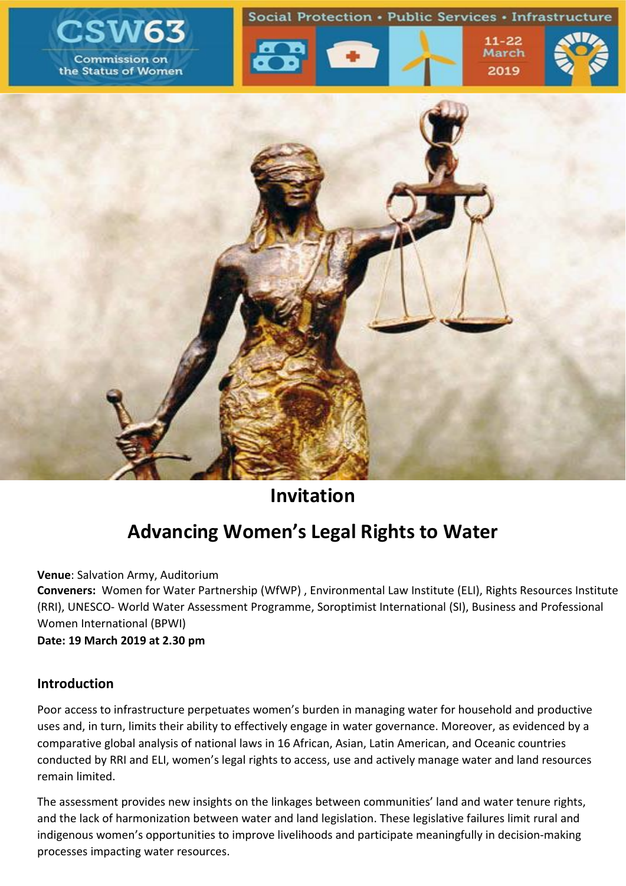CSW63

Commission on the Status of Women

Social Protection • Public Services • Infrastructure

11-22 March 2019

# Invitation

# Advancing Women's Legal Rights to Water

**Venue**: Salvation Army, Auditorium
**Conveners:** Women for Water Partnership (WfWP) , Environmental Law Institute (ELI), Rights Resources Institute (RRI), UNESCO- World Water Assessment Programme, Soroptimist International (SI), Business and Professional Women International (BPWI)
**Date: 19 March 2019 at 2.30 pm**

## Introduction

Poor access to infrastructure perpetuates women's burden in managing water for household and productive uses and, in turn, limits their ability to effectively engage in water governance. Moreover, as evidenced by a comparative global analysis of national laws in 16 African, Asian, Latin American, and Oceanic countries conducted by RRI and ELI, women's legal rights to access, use and actively manage water and land resources remain limited.

The assessment provides new insights on the linkages between communities' land and water tenure rights, and the lack of harmonization between water and land legislation. These legislative failures limit rural and indigenous women's opportunities to improve livelihoods and participate meaningfully in decision-making processes impacting water resources.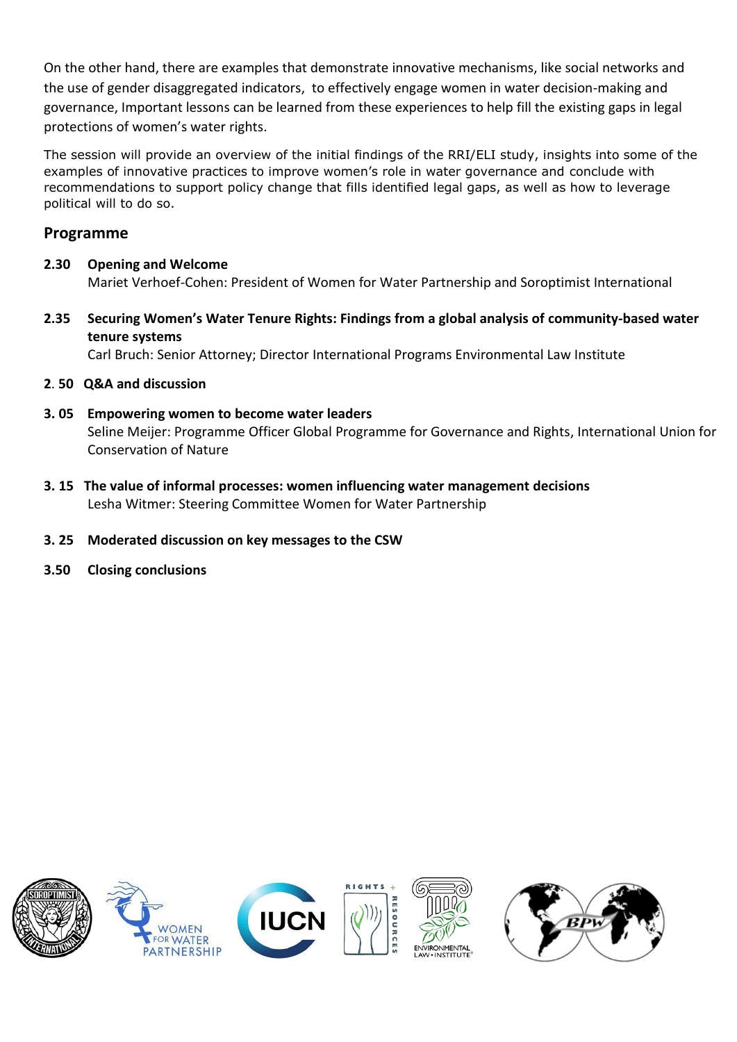On the other hand, there are examples that demonstrate innovative mechanisms, like social networks and the use of gender disaggregated indicators, to effectively engage women in water decision-making and governance, Important lessons can be learned from these experiences to help fill the existing gaps in legal protections of women's water rights.

The session will provide an overview of the initial findings of the RRI/ELI study, insights into some of the examples of innovative practices to improve women's role in water governance and conclude with recommendations to support policy change that fills identified legal gaps, as well as how to leverage political will to do so.

## Programme

**2.30 Opening and Welcome**
Mariet Verhoef-Cohen: President of Women for Water Partnership and Soroptimist International

**2.35 Securing Women's Water Tenure Rights: Findings from a global analysis of community-based water tenure systems**
Carl Bruch: Senior Attorney; Director International Programs Environmental Law Institute

**2. 50 Q&A and discussion**

**3. 05 Empowering women to become water leaders**
Seline Meijer: Programme Officer Global Programme for Governance and Rights, International Union for Conservation of Nature

**3. 15 The value of informal processes: women influencing water management decisions**
Lesha Witmer: Steering Committee Women for Water Partnership

**3. 25 Moderated discussion on key messages to the CSW**

**3.50 Closing conclusions**